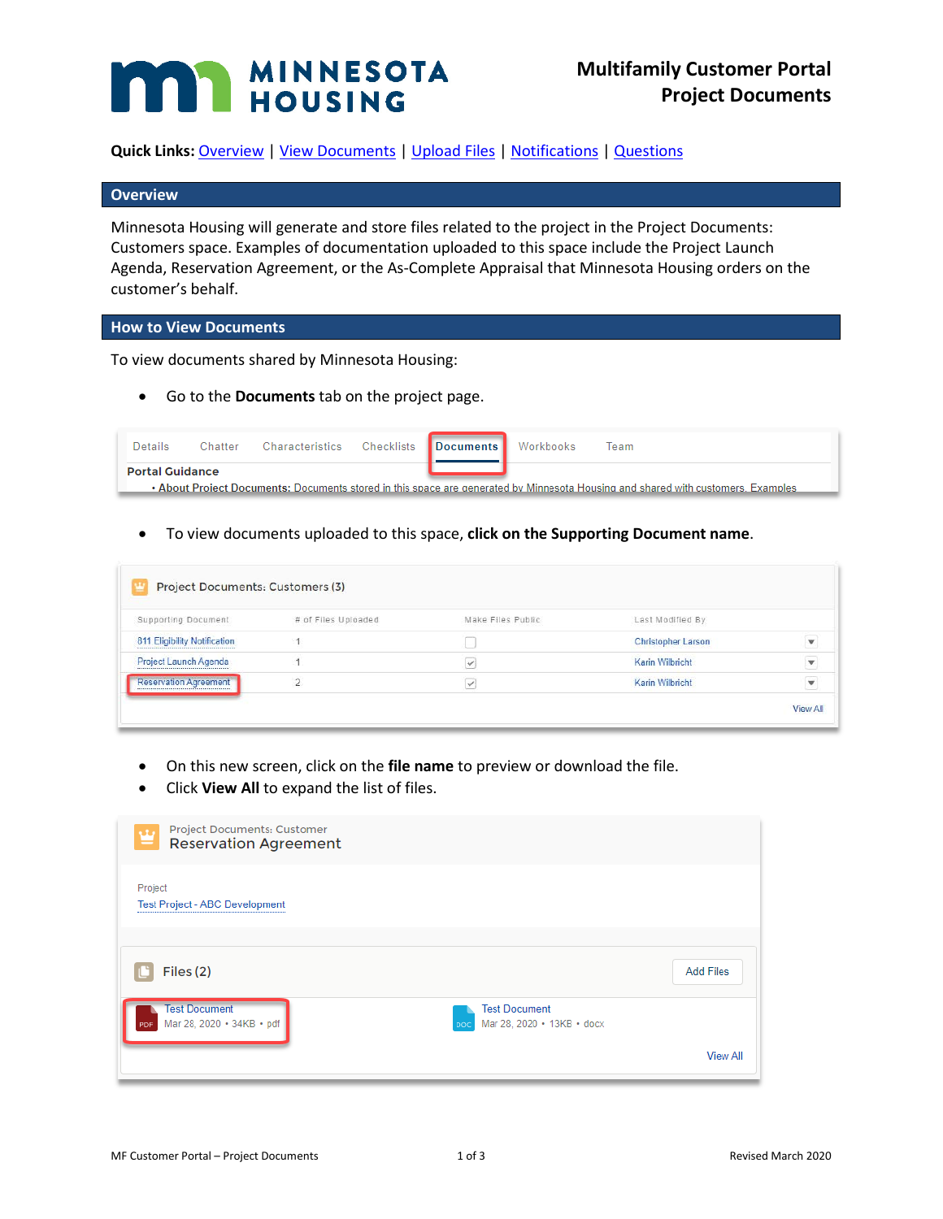# Multifamily Customer Portal Project Documents

**Quick Links:** Overview | View Documents | Upload Files | Notifications | Questions

## Overview

Minnesota Housing will generate and store files related to the project in the Project Documents: Customers space. Examples of documentation uploaded to this space include the Project Launch Agenda, Reservation Agreement, or the As-Complete Appraisal that Minnesota Housing orders on the customer's behalf.

## How to View Documents

To view documents shared by Minnesota Housing:

- Go to the **Documents** tab on the project page.

- To view documents uploaded to this space, **click on the Supporting Document name**.

- On this new screen, click on the **file name** to preview or download the file.
- Click **View All** to expand the list of files.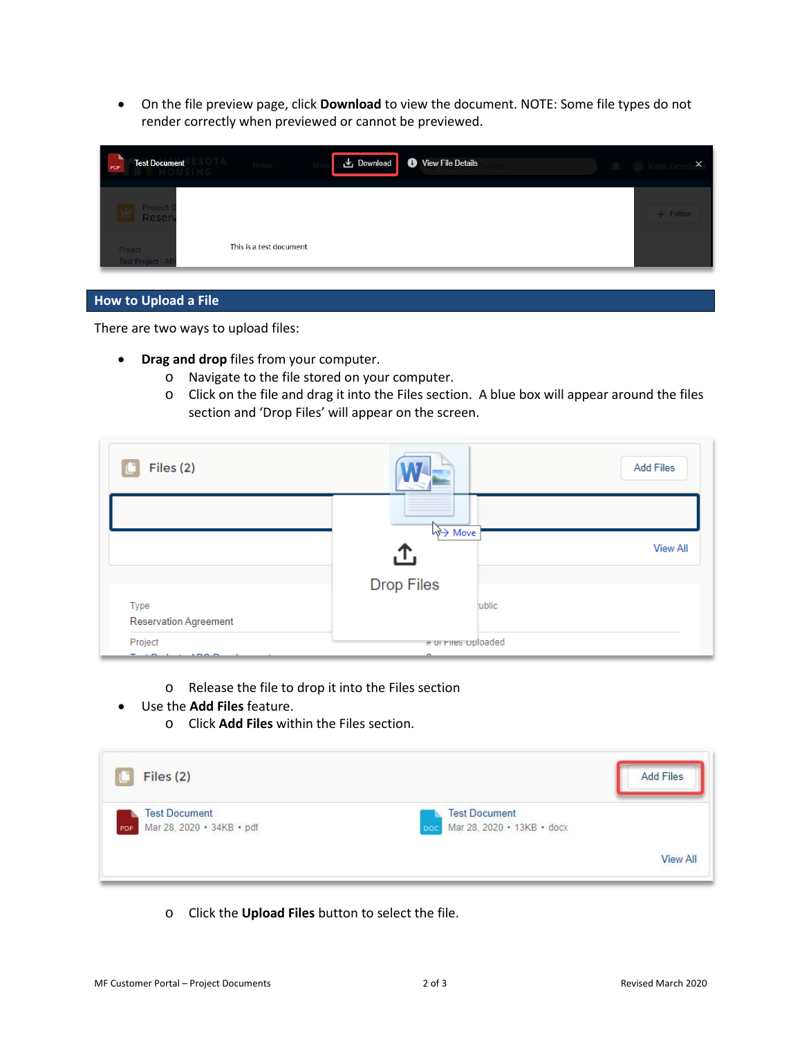- On the file preview page, click **Download** to view the document. NOTE: Some file types do not render correctly when previewed or cannot be previewed.

## How to Upload a File

There are two ways to upload files:

- **Drag and drop** files from your computer.
  - Navigate to the file stored on your computer.
  - Click on the file and drag it into the Files section. A blue box will appear around the files section and 'Drop Files' will appear on the screen.
  - Release the file to drop it into the Files section
- Use the **Add Files** feature.
  - Click **Add Files** within the Files section.
  - Click the **Upload Files** button to select the file.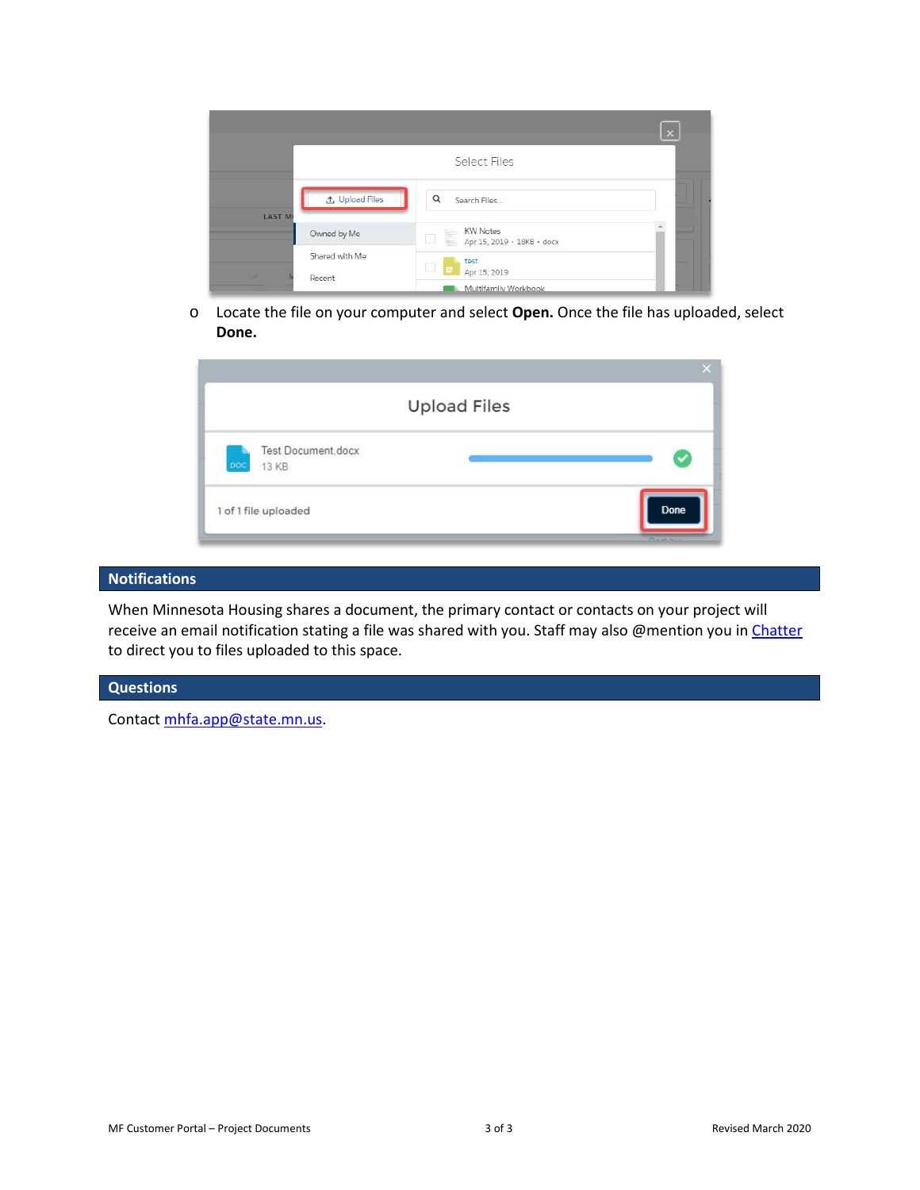- Locate the file on your computer and select **Open.** Once the file has uploaded, select **Done.**

## Notifications

When Minnesota Housing shares a document, the primary contact or contacts on your project will receive an email notification stating a file was shared with you. Staff may also @mention you in Chatter to direct you to files uploaded to this space.

## Questions

Contact mhfa.app@state.mn.us.